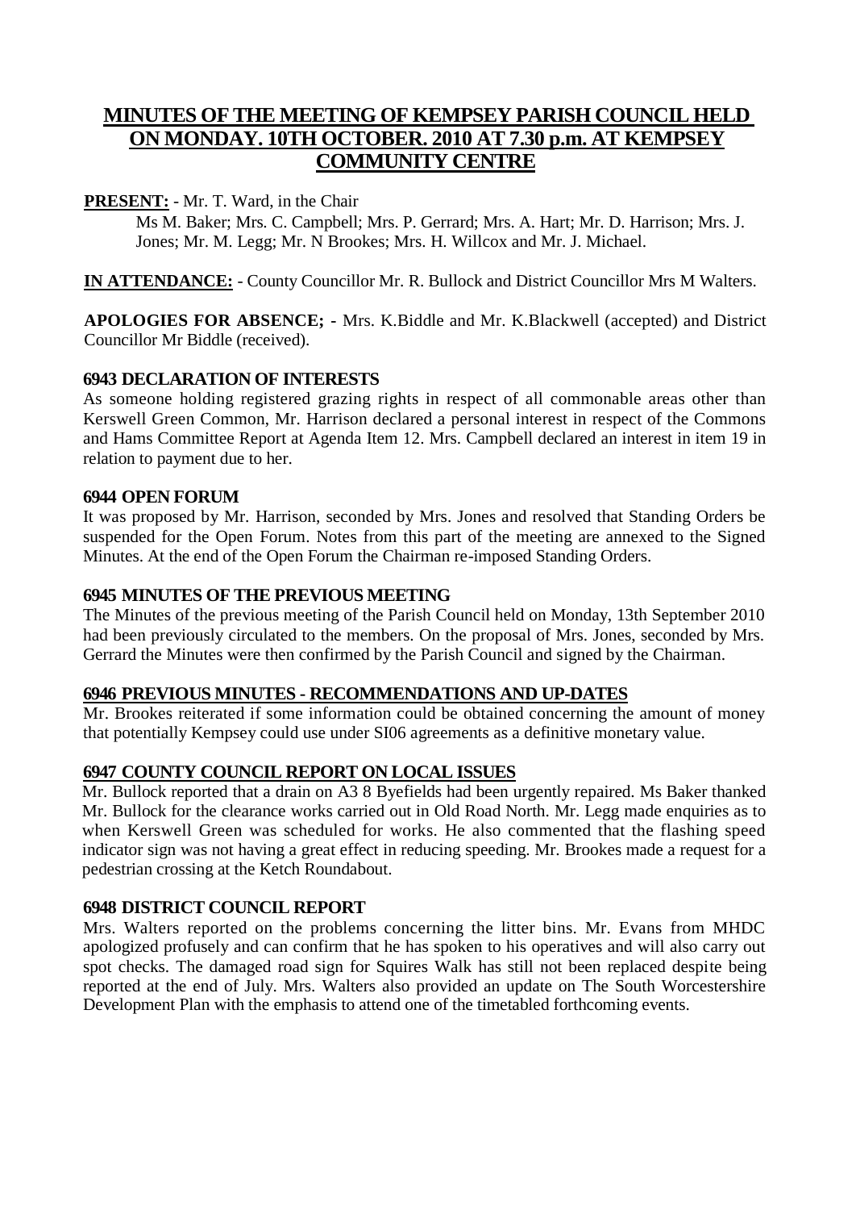# MINUTES OF THE MEETING OF KEMPSEY PARISH COUNCIL HELD ON MONDAY. 10TH OCTOBER. 2010 AT 7.30 p.m. AT KEMPSEY COMMUNITY CENTRE

**PRESENT:** - Mr. T. Ward, in the Chair

Ms M. Baker; Mrs. C. Campbell; Mrs. P. Gerrard; Mrs. A. Hart; Mr. D. Harrison; Mrs. J. Jones; Mr. M. Legg; Mr. N Brookes; Mrs. H. Willcox and Mr. J. Michael.

**IN ATTENDANCE:** - County Councillor Mr. R. Bullock and District Councillor Mrs M Walters.

**APOLOGIES FOR ABSENCE; -** Mrs. K.Biddle and Mr. K.Blackwell (accepted) and District Councillor Mr Biddle (received).

### 6943 DECLARATION OF INTERESTS

As someone holding registered grazing rights in respect of all commonable areas other than Kerswell Green Common, Mr. Harrison declared a personal interest in respect of the Commons and Hams Committee Report at Agenda Item 12. Mrs. Campbell declared an interest in item 19 in relation to payment due to her.

### 6944 OPEN FORUM

It was proposed by Mr. Harrison, seconded by Mrs. Jones and resolved that Standing Orders be suspended for the Open Forum. Notes from this part of the meeting are annexed to the Signed Minutes. At the end of the Open Forum the Chairman re-imposed Standing Orders.

### 6945 MINUTES OF THE PREVIOUS MEETING

The Minutes of the previous meeting of the Parish Council held on Monday, 13th September 2010 had been previously circulated to the members. On the proposal of Mrs. Jones, seconded by Mrs. Gerrard the Minutes were then confirmed by the Parish Council and signed by the Chairman.

### 6946 PREVIOUS MINUTES - RECOMMENDATIONS AND UP-DATES

Mr. Brookes reiterated if some information could be obtained concerning the amount of money that potentially Kempsey could use under SI06 agreements as a definitive monetary value.

### 6947 COUNTY COUNCIL REPORT ON LOCAL ISSUES

Mr. Bullock reported that a drain on A3 8 Byefields had been urgently repaired. Ms Baker thanked Mr. Bullock for the clearance works carried out in Old Road North. Mr. Legg made enquiries as to when Kerswell Green was scheduled for works. He also commented that the flashing speed indicator sign was not having a great effect in reducing speeding. Mr. Brookes made a request for a pedestrian crossing at the Ketch Roundabout.

### 6948 DISTRICT COUNCIL REPORT

Mrs. Walters reported on the problems concerning the litter bins. Mr. Evans from MHDC apologized profusely and can confirm that he has spoken to his operatives and will also carry out spot checks. The damaged road sign for Squires Walk has still not been replaced despite being reported at the end of July. Mrs. Walters also provided an update on The South Worcestershire Development Plan with the emphasis to attend one of the timetabled forthcoming events.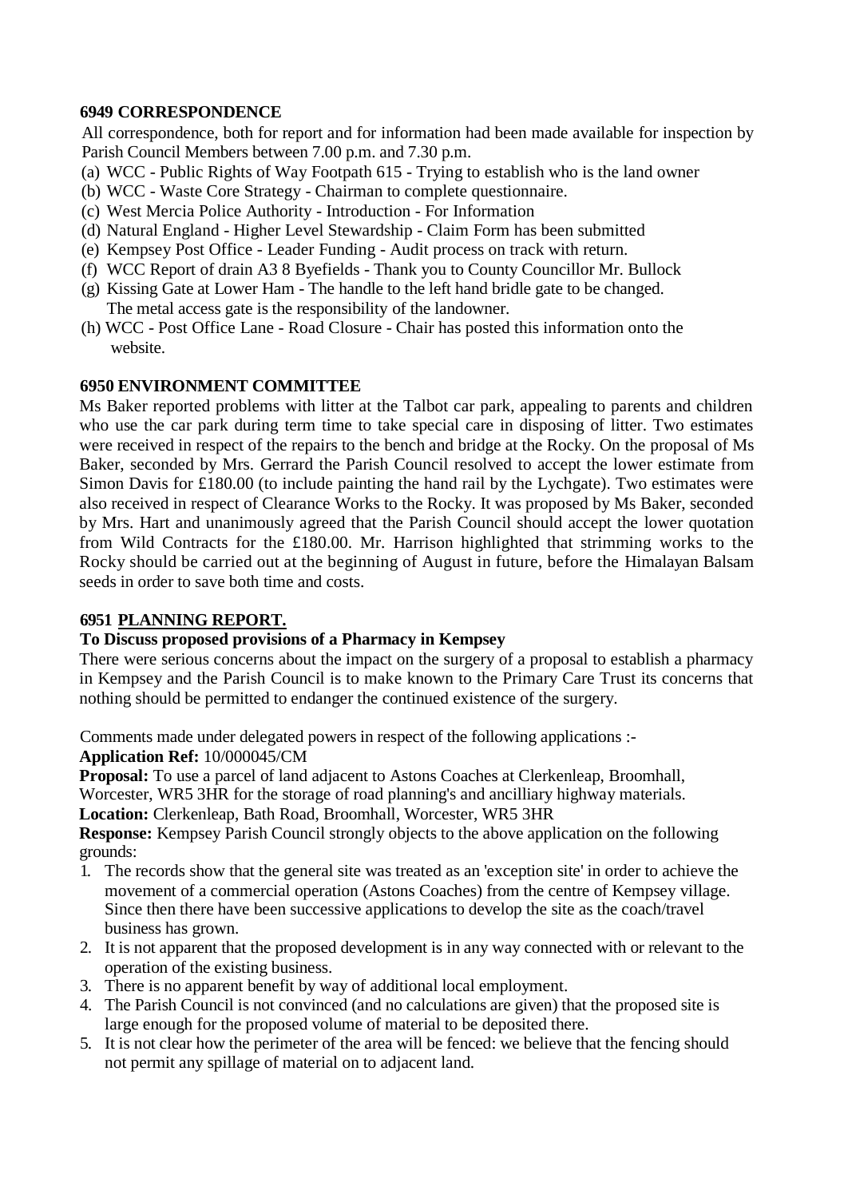**6949 CORRESPONDENCE**

All correspondence, both for report and for information had been made available for inspection by Parish Council Members between 7.00 p.m. and 7.30 p.m.

(a) WCC - Public Rights of Way Footpath 615 - Trying to establish who is the land owner
(b) WCC - Waste Core Strategy - Chairman to complete questionnaire.
(c) West Mercia Police Authority - Introduction - For Information
(d) Natural England - Higher Level Stewardship - Claim Form has been submitted
(e) Kempsey Post Office - Leader Funding - Audit process on track with return.
(f) WCC Report of drain A3 8 Byefields - Thank you to County Councillor Mr. Bullock
(g) Kissing Gate at Lower Ham - The handle to the left hand bridle gate to be changed. The metal access gate is the responsibility of the landowner.
(h) WCC - Post Office Lane - Road Closure - Chair has posted this information onto the website.

**6950 ENVIRONMENT COMMITTEE**

Ms Baker reported problems with litter at the Talbot car park, appealing to parents and children who use the car park during term time to take special care in disposing of litter. Two estimates were received in respect of the repairs to the bench and bridge at the Rocky. On the proposal of Ms Baker, seconded by Mrs. Gerrard the Parish Council resolved to accept the lower estimate from Simon Davis for £180.00 (to include painting the hand rail by the Lychgate). Two estimates were also received in respect of Clearance Works to the Rocky. It was proposed by Ms Baker, seconded by Mrs. Hart and unanimously agreed that the Parish Council should accept the lower quotation from Wild Contracts for the £180.00. Mr. Harrison highlighted that strimming works to the Rocky should be carried out at the beginning of August in future, before the Himalayan Balsam seeds in order to save both time and costs.

**6951 PLANNING REPORT.**

**To Discuss proposed provisions of a Pharmacy in Kempsey**

There were serious concerns about the impact on the surgery of a proposal to establish a pharmacy in Kempsey and the Parish Council is to make known to the Primary Care Trust its concerns that nothing should be permitted to endanger the continued existence of the surgery.

Comments made under delegated powers in respect of the following applications :-

**Application Ref:** 10/000045/CM

**Proposal:** To use a parcel of land adjacent to Astons Coaches at Clerkenleap, Broomhall, Worcester, WR5 3HR for the storage of road planning's and ancilliary highway materials.

**Location:** Clerkenleap, Bath Road, Broomhall, Worcester, WR5 3HR

**Response:** Kempsey Parish Council strongly objects to the above application on the following grounds:

1. The records show that the general site was treated as an 'exception site' in order to achieve the movement of a commercial operation (Astons Coaches) from the centre of Kempsey village. Since then there have been successive applications to develop the site as the coach/travel business has grown.
2. It is not apparent that the proposed development is in any way connected with or relevant to the operation of the existing business.
3. There is no apparent benefit by way of additional local employment.
4. The Parish Council is not convinced (and no calculations are given) that the proposed site is large enough for the proposed volume of material to be deposited there.
5. It is not clear how the perimeter of the area will be fenced: we believe that the fencing should not permit any spillage of material on to adjacent land.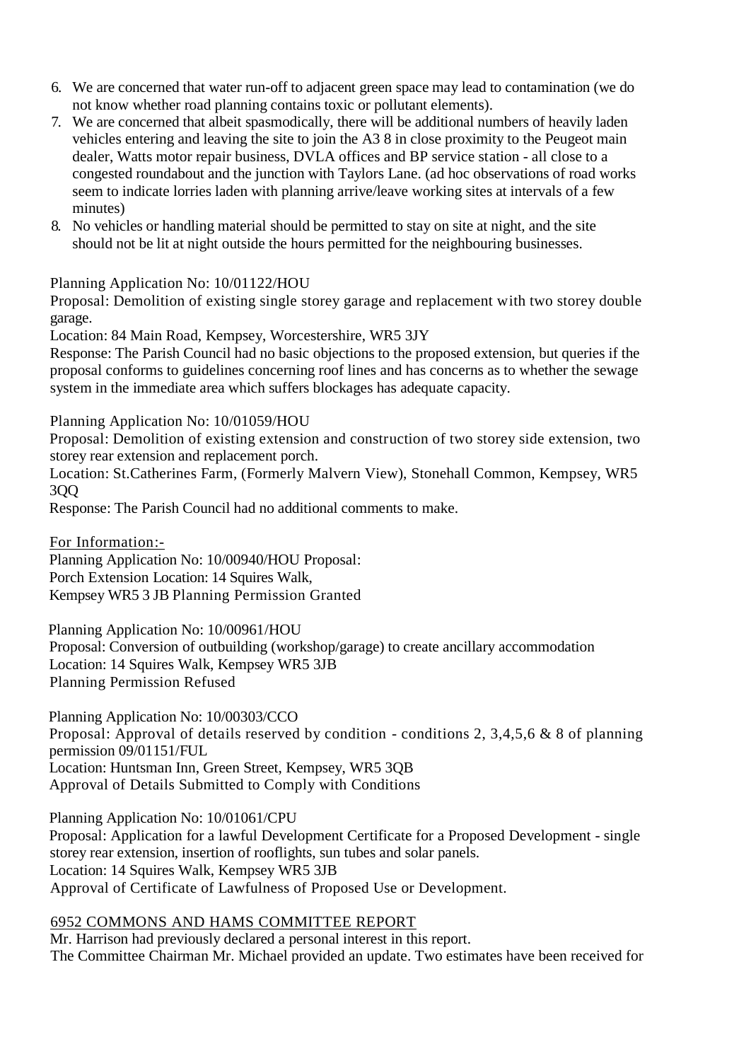6. We are concerned that water run-off to adjacent green space may lead to contamination (we do not know whether road planning contains toxic or pollutant elements).
7. We are concerned that albeit spasmodically, there will be additional numbers of heavily laden vehicles entering and leaving the site to join the A3 8 in close proximity to the Peugeot main dealer, Watts motor repair business, DVLA offices and BP service station - all close to a congested roundabout and the junction with Taylors Lane. (ad hoc observations of road works seem to indicate lorries laden with planning arrive/leave working sites at intervals of a few minutes)
8. No vehicles or handling material should be permitted to stay on site at night, and the site should not be lit at night outside the hours permitted for the neighbouring businesses.

Planning Application No: 10/01122/HOU
Proposal: Demolition of existing single storey garage and replacement with two storey double garage.
Location: 84 Main Road, Kempsey, Worcestershire, WR5 3JY
Response: The Parish Council had no basic objections to the proposed extension, but queries if the proposal conforms to guidelines concerning roof lines and has concerns as to whether the sewage system in the immediate area which suffers blockages has adequate capacity.

Planning Application No: 10/01059/HOU
Proposal: Demolition of existing extension and construction of two storey side extension, two storey rear extension and replacement porch.
Location: St.Catherines Farm, (Formerly Malvern View), Stonehall Common, Kempsey, WR5 3QQ
Response: The Parish Council had no additional comments to make.

For Information:-
Planning Application No: 10/00940/HOU Proposal:
Porch Extension Location: 14 Squires Walk,
Kempsey WR5 3 JB Planning Permission Granted

Planning Application No: 10/00961/HOU
Proposal: Conversion of outbuilding (workshop/garage) to create ancillary accommodation
Location: 14 Squires Walk, Kempsey WR5 3JB
Planning Permission Refused

Planning Application No: 10/00303/CCO
Proposal: Approval of details reserved by condition - conditions 2, 3,4,5,6 & 8 of planning permission 09/01151/FUL
Location: Huntsman Inn, Green Street, Kempsey, WR5 3QB
Approval of Details Submitted to Comply with Conditions

Planning Application No: 10/01061/CPU
Proposal: Application for a lawful Development Certificate for a Proposed Development - single storey rear extension, insertion of rooflights, sun tubes and solar panels.
Location: 14 Squires Walk, Kempsey WR5 3JB
Approval of Certificate of Lawfulness of Proposed Use or Development.

6952 COMMONS AND HAMS COMMITTEE REPORT

Mr. Harrison had previously declared a personal interest in this report.
The Committee Chairman Mr. Michael provided an update. Two estimates have been received for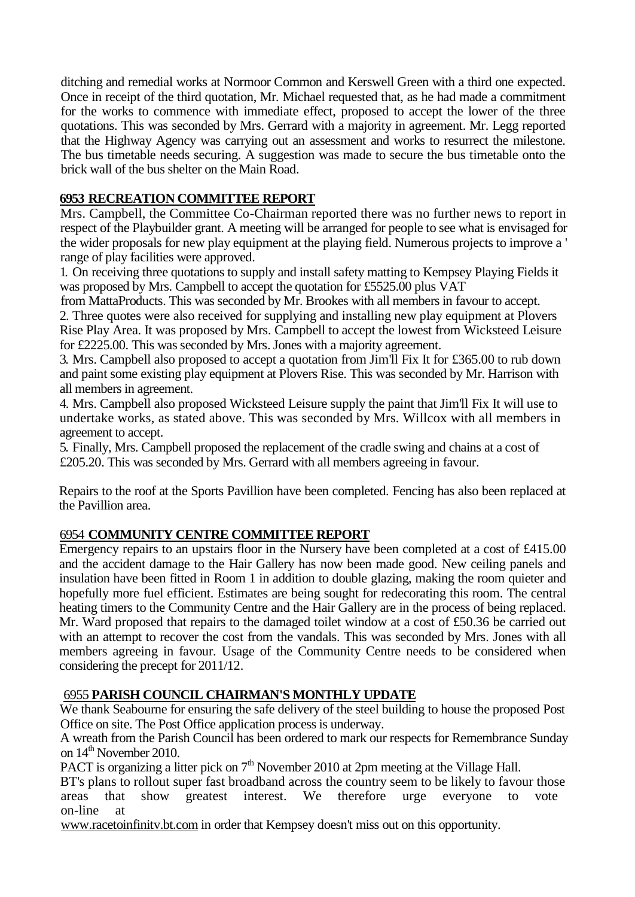ditching and remedial works at Normoor Common and Kerswell Green with a third one expected. Once in receipt of the third quotation, Mr. Michael requested that, as he had made a commitment for the works to commence with immediate effect, proposed to accept the lower of the three quotations. This was seconded by Mrs. Gerrard with a majority in agreement. Mr. Legg reported that the Highway Agency was carrying out an assessment and works to resurrect the milestone. The bus timetable needs securing. A suggestion was made to secure the bus timetable onto the brick wall of the bus shelter on the Main Road.

## 6953 RECREATION COMMITTEE REPORT

Mrs. Campbell, the Committee Co-Chairman reported there was no further news to report in respect of the Playbuilder grant. A meeting will be arranged for people to see what is envisaged for the wider proposals for new play equipment at the playing field. Numerous projects to improve a ' range of play facilities were approved.

1. On receiving three quotations to supply and install safety matting to Kempsey Playing Fields it was proposed by Mrs. Campbell to accept the quotation for £5525.00 plus VAT from MattaProducts. This was seconded by Mr. Brookes with all members in favour to accept.
2. Three quotes were also received for supplying and installing new play equipment at Plovers Rise Play Area. It was proposed by Mrs. Campbell to accept the lowest from Wicksteed Leisure for £2225.00. This was seconded by Mrs. Jones with a majority agreement.
3. Mrs. Campbell also proposed to accept a quotation from Jim'll Fix It for £365.00 to rub down and paint some existing play equipment at Plovers Rise. This was seconded by Mr. Harrison with all members in agreement.
4. Mrs. Campbell also proposed Wicksteed Leisure supply the paint that Jim'll Fix It will use to undertake works, as stated above. This was seconded by Mrs. Willcox with all members in agreement to accept.
5. Finally, Mrs. Campbell proposed the replacement of the cradle swing and chains at a cost of £205.20. This was seconded by Mrs. Gerrard with all members agreeing in favour.

Repairs to the roof at the Sports Pavillion have been completed. Fencing has also been replaced at the Pavillion area.

## 6954 COMMUNITY CENTRE COMMITTEE REPORT

Emergency repairs to an upstairs floor in the Nursery have been completed at a cost of £415.00 and the accident damage to the Hair Gallery has now been made good. New ceiling panels and insulation have been fitted in Room 1 in addition to double glazing, making the room quieter and hopefully more fuel efficient. Estimates are being sought for redecorating this room. The central heating timers to the Community Centre and the Hair Gallery are in the process of being replaced. Mr. Ward proposed that repairs to the damaged toilet window at a cost of £50.36 be carried out with an attempt to recover the cost from the vandals. This was seconded by Mrs. Jones with all members agreeing in favour. Usage of the Community Centre needs to be considered when considering the precept for 2011/12.

## 6955 PARISH COUNCIL CHAIRMAN'S MONTHLY UPDATE

We thank Seabourne for ensuring the safe delivery of the steel building to house the proposed Post Office on site. The Post Office application process is underway.

A wreath from the Parish Council has been ordered to mark our respects for Remembrance Sunday on 14th November 2010.

PACT is organizing a litter pick on 7th November 2010 at 2pm meeting at the Village Hall.

BT's plans to rollout super fast broadband across the country seem to be likely to favour those areas that show greatest interest. We therefore urge everyone to vote on-line at www.racetoinfinitv.bt.com in order that Kempsey doesn't miss out on this opportunity.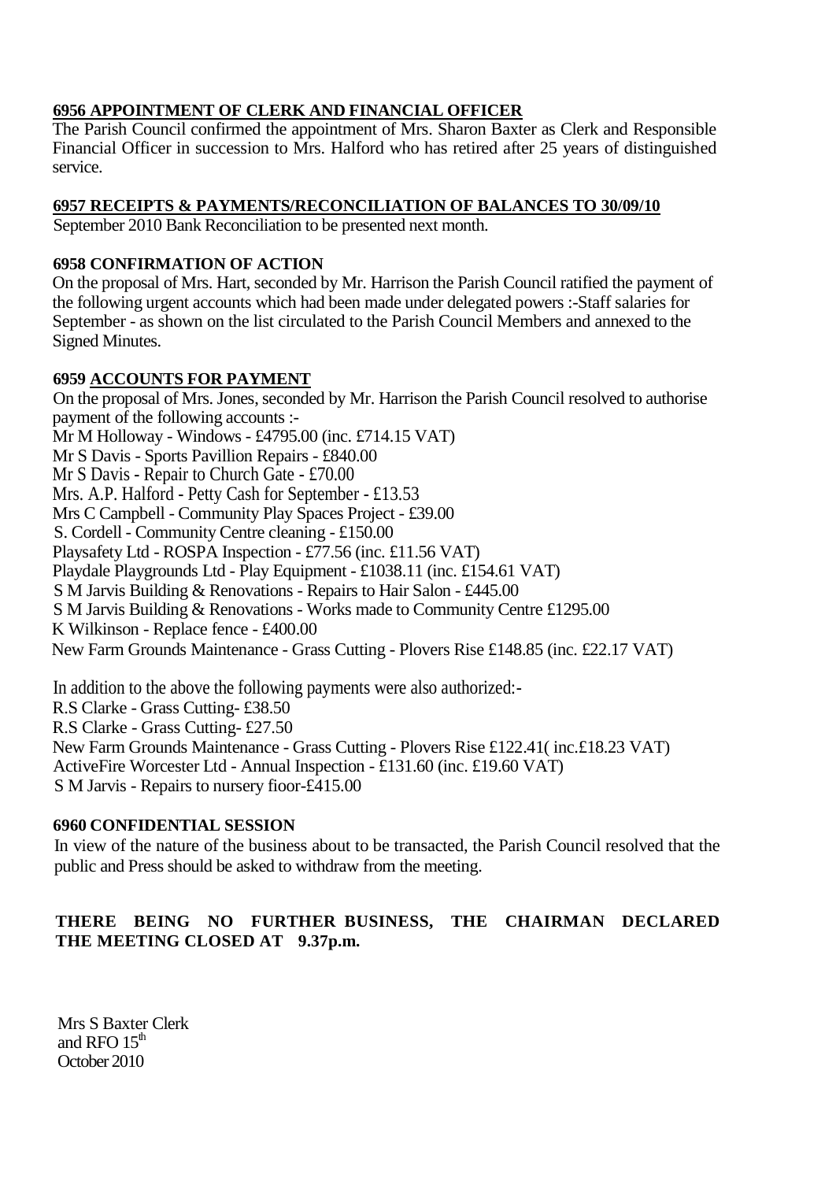**6956 APPOINTMENT OF CLERK AND FINANCIAL OFFICER**

The Parish Council confirmed the appointment of Mrs. Sharon Baxter as Clerk and Responsible Financial Officer in succession to Mrs. Halford who has retired after 25 years of distinguished service.

**6957 RECEIPTS & PAYMENTS/RECONCILIATION OF BALANCES TO 30/09/10**

September 2010 Bank Reconciliation to be presented next month.

**6958 CONFIRMATION OF ACTION**

On the proposal of Mrs. Hart, seconded by Mr. Harrison the Parish Council ratified the payment of the following urgent accounts which had been made under delegated powers :-Staff salaries for September - as shown on the list circulated to the Parish Council Members and annexed to the Signed Minutes.

**6959 ACCOUNTS FOR PAYMENT**

On the proposal of Mrs. Jones, seconded by Mr. Harrison the Parish Council resolved to authorise payment of the following accounts :-

Mr M Holloway - Windows - £4795.00 (inc. £714.15 VAT)
Mr S Davis - Sports Pavillion Repairs - £840.00
Mr S Davis - Repair to Church Gate - £70.00
Mrs. A.P. Halford - Petty Cash for September - £13.53
Mrs C Campbell - Community Play Spaces Project - £39.00
S. Cordell - Community Centre cleaning - £150.00
Playsafety Ltd - ROSPA Inspection - £77.56 (inc. £11.56 VAT)
Playdale Playgrounds Ltd - Play Equipment - £1038.11 (inc. £154.61 VAT)
S M Jarvis Building & Renovations - Repairs to Hair Salon - £445.00
S M Jarvis Building & Renovations - Works made to Community Centre £1295.00
K Wilkinson - Replace fence - £400.00
New Farm Grounds Maintenance - Grass Cutting - Plovers Rise £148.85 (inc. £22.17 VAT)

In addition to the above the following payments were also authorized:-

R.S Clarke - Grass Cutting- £38.50
R.S Clarke - Grass Cutting- £27.50
New Farm Grounds Maintenance - Grass Cutting - Plovers Rise £122.41( inc.£18.23 VAT)
ActiveFire Worcester Ltd - Annual Inspection - £131.60 (inc. £19.60 VAT)
S M Jarvis - Repairs to nursery fioor-£415.00

**6960 CONFIDENTIAL SESSION**

In view of the nature of the business about to be transacted, the Parish Council resolved that the public and Press should be asked to withdraw from the meeting.

**THERE BEING NO FURTHER BUSINESS, THE CHAIRMAN DECLARED THE MEETING CLOSED AT 9.37p.m.**

Mrs S Baxter Clerk
and RFO 15th
October 2010